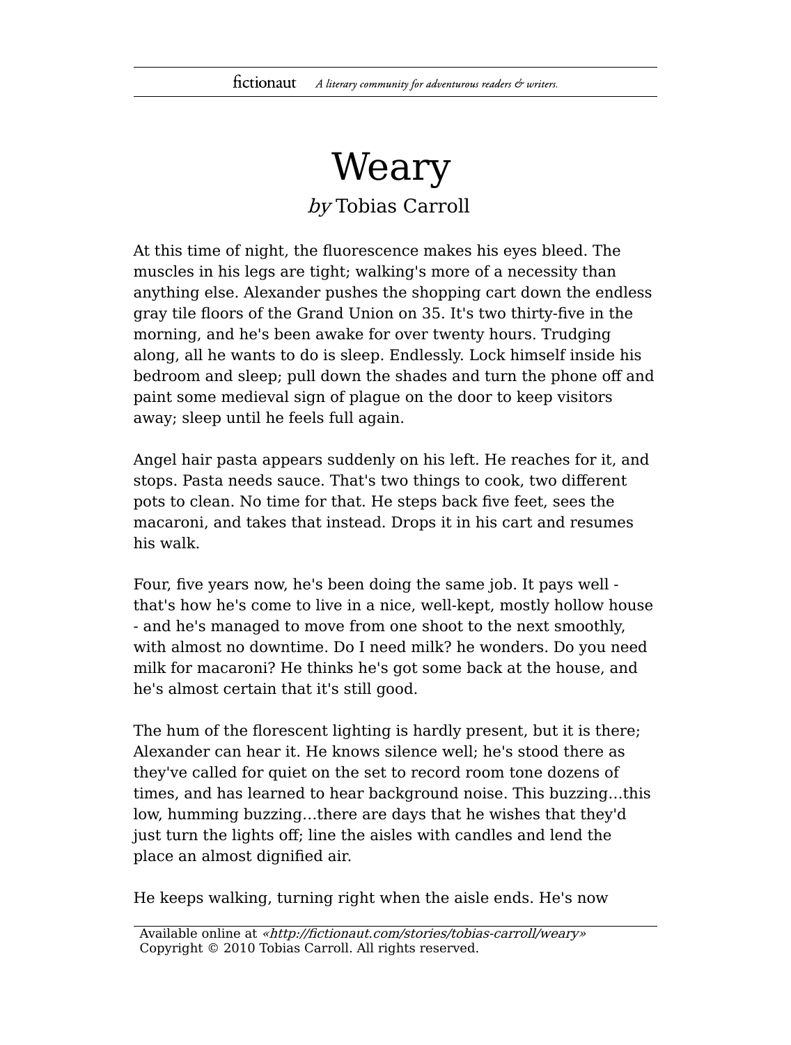# Weary

*by* Tobias Carroll

At this time of night, the fluorescence makes his eyes bleed. The muscles in his legs are tight; walking's more of a necessity than anything else. Alexander pushes the shopping cart down the endless gray tile floors of the Grand Union on 35. It's two thirty-five in the morning, and he's been awake for over twenty hours. Trudging along, all he wants to do is sleep. Endlessly. Lock himself inside his bedroom and sleep; pull down the shades and turn the phone off and paint some medieval sign of plague on the door to keep visitors away; sleep until he feels full again.

Angel hair pasta appears suddenly on his left. He reaches for it, and stops. Pasta needs sauce. That's two things to cook, two different pots to clean. No time for that. He steps back five feet, sees the macaroni, and takes that instead. Drops it in his cart and resumes his walk.

Four, five years now, he's been doing the same job. It pays well - that's how he's come to live in a nice, well-kept, mostly hollow house - and he's managed to move from one shoot to the next smoothly, with almost no downtime. Do I need milk? he wonders. Do you need milk for macaroni? He thinks he's got some back at the house, and he's almost certain that it's still good.

The hum of the florescent lighting is hardly present, but it is there; Alexander can hear it. He knows silence well; he's stood there as they've called for quiet on the set to record room tone dozens of times, and has learned to hear background noise. This buzzing…this low, humming buzzing…there are days that he wishes that they'd just turn the lights off; line the aisles with candles and lend the place an almost dignified air.

He keeps walking, turning right when the aisle ends. He's now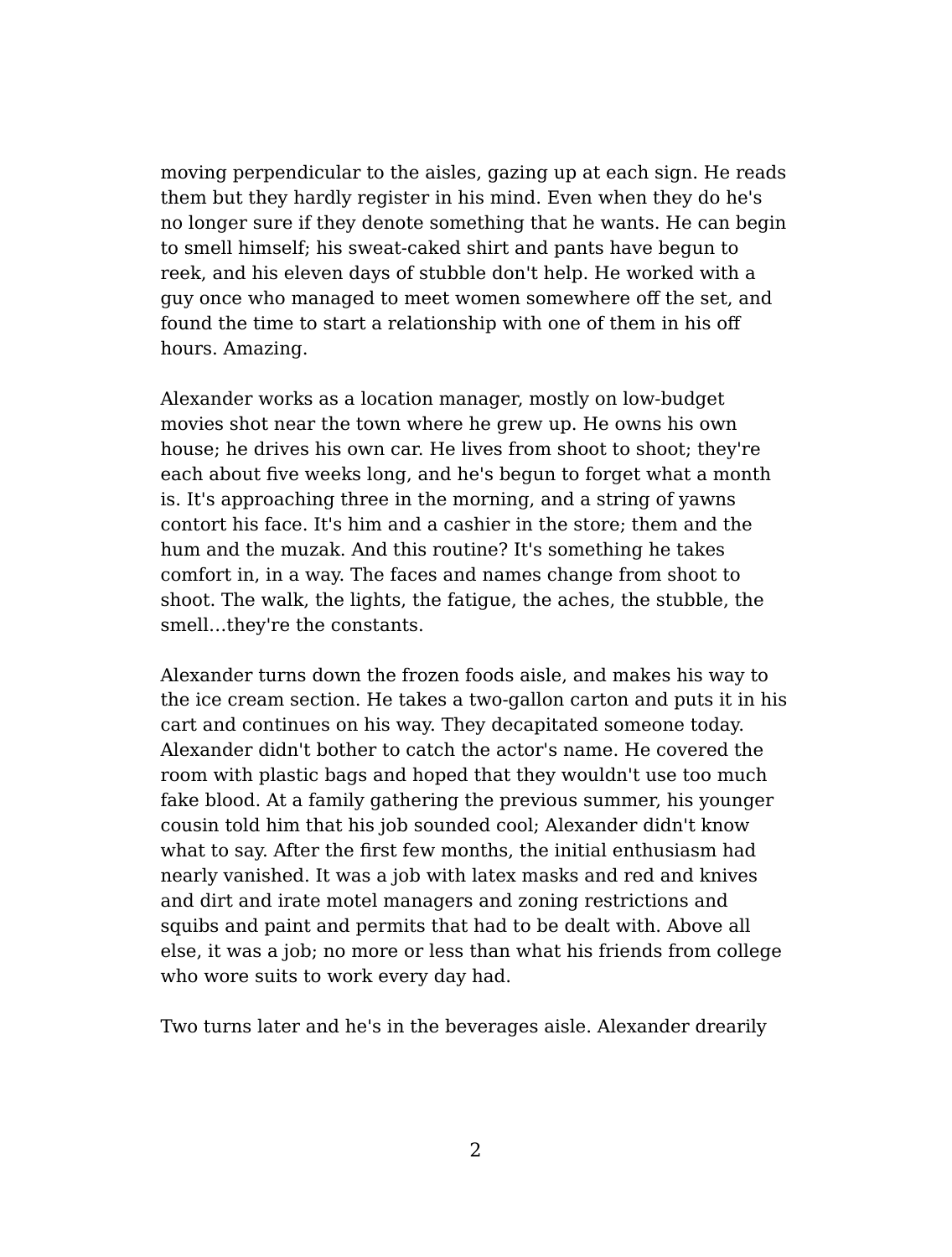moving perpendicular to the aisles, gazing up at each sign. He reads them but they hardly register in his mind. Even when they do he's no longer sure if they denote something that he wants. He can begin to smell himself; his sweat-caked shirt and pants have begun to reek, and his eleven days of stubble don't help. He worked with a guy once who managed to meet women somewhere off the set, and found the time to start a relationship with one of them in his off hours. Amazing.

Alexander works as a location manager, mostly on low-budget movies shot near the town where he grew up. He owns his own house; he drives his own car. He lives from shoot to shoot; they're each about five weeks long, and he's begun to forget what a month is. It's approaching three in the morning, and a string of yawns contort his face. It's him and a cashier in the store; them and the hum and the muzak. And this routine? It's something he takes comfort in, in a way. The faces and names change from shoot to shoot. The walk, the lights, the fatigue, the aches, the stubble, the smell...they're the constants.

Alexander turns down the frozen foods aisle, and makes his way to the ice cream section. He takes a two-gallon carton and puts it in his cart and continues on his way. They decapitated someone today. Alexander didn't bother to catch the actor's name. He covered the room with plastic bags and hoped that they wouldn't use too much fake blood. At a family gathering the previous summer, his younger cousin told him that his job sounded cool; Alexander didn't know what to say. After the first few months, the initial enthusiasm had nearly vanished. It was a job with latex masks and red and knives and dirt and irate motel managers and zoning restrictions and squibs and paint and permits that had to be dealt with. Above all else, it was a job; no more or less than what his friends from college who wore suits to work every day had.

Two turns later and he's in the beverages aisle. Alexander drearily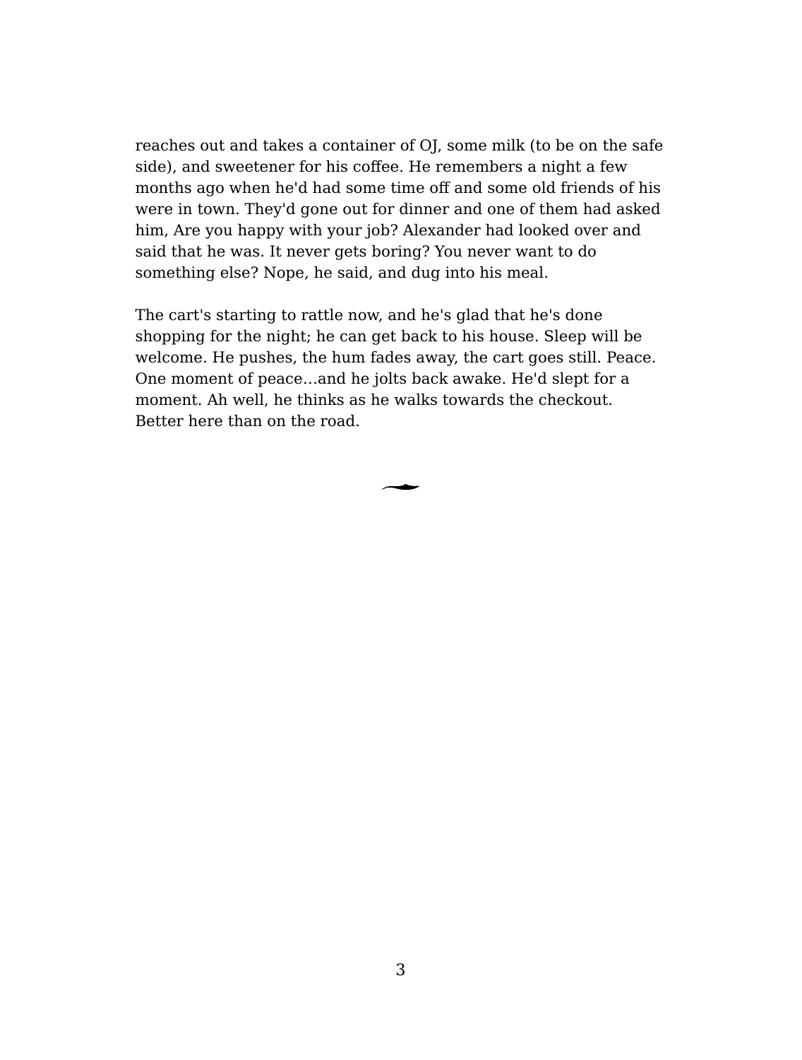reaches out and takes a container of OJ, some milk (to be on the safe side), and sweetener for his coffee. He remembers a night a few months ago when he'd had some time off and some old friends of his were in town. They'd gone out for dinner and one of them had asked him, Are you happy with your job? Alexander had looked over and said that he was. It never gets boring? You never want to do something else? Nope, he said, and dug into his meal.

The cart's starting to rattle now, and he's glad that he's done shopping for the night; he can get back to his house. Sleep will be welcome. He pushes, the hum fades away, the cart goes still. Peace. One moment of peace…and he jolts back awake. He'd slept for a moment. Ah well, he thinks as he walks towards the checkout. Better here than on the road.